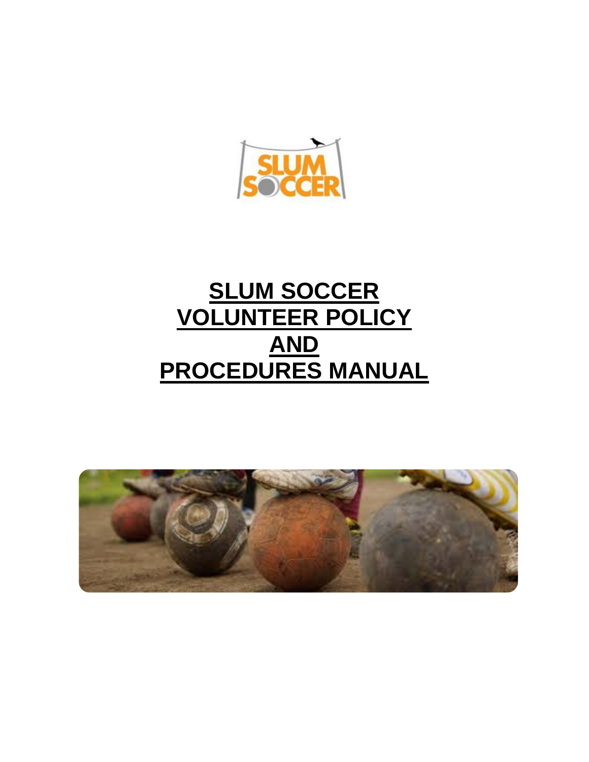# SLUM SOCCER VOLUNTEER POLICY AND PROCEDURES MANUAL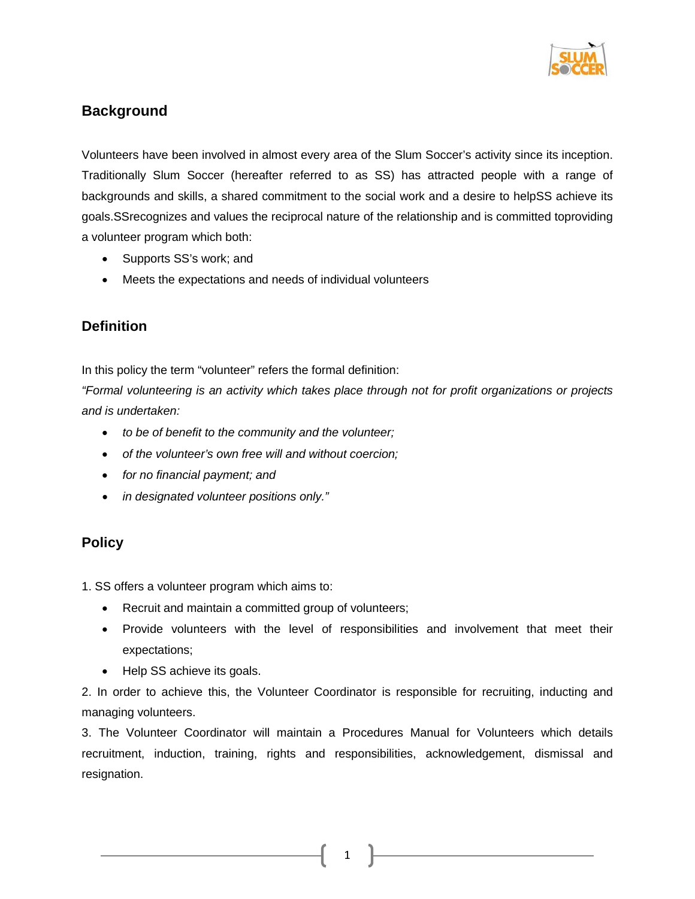## Background

Volunteers have been involved in almost every area of the Slum Soccer's activity since its inception. Traditionally Slum Soccer (hereafter referred to as SS) has attracted people with a range of backgrounds and skills, a shared commitment to the social work and a desire to helpSS achieve its goals.SSrecognizes and values the reciprocal nature of the relationship and is committed toproviding a volunteer program which both:

- Supports SS's work; and
- Meets the expectations and needs of individual volunteers

## Definition

In this policy the term "volunteer" refers the formal definition:

*"Formal volunteering is an activity which takes place through not for profit organizations or projects and is undertaken:*

- *to be of benefit to the community and the volunteer;*
- *of the volunteer's own free will and without coercion;*
- *for no financial payment; and*
- *in designated volunteer positions only."*

## Policy

1. SS offers a volunteer program which aims to:
   - Recruit and maintain a committed group of volunteers;
   - Provide volunteers with the level of responsibilities and involvement that meet their expectations;
   - Help SS achieve its goals.

2. In order to achieve this, the Volunteer Coordinator is responsible for recruiting, inducting and managing volunteers.

3. The Volunteer Coordinator will maintain a Procedures Manual for Volunteers which details recruitment, induction, training, rights and responsibilities, acknowledgement, dismissal and resignation.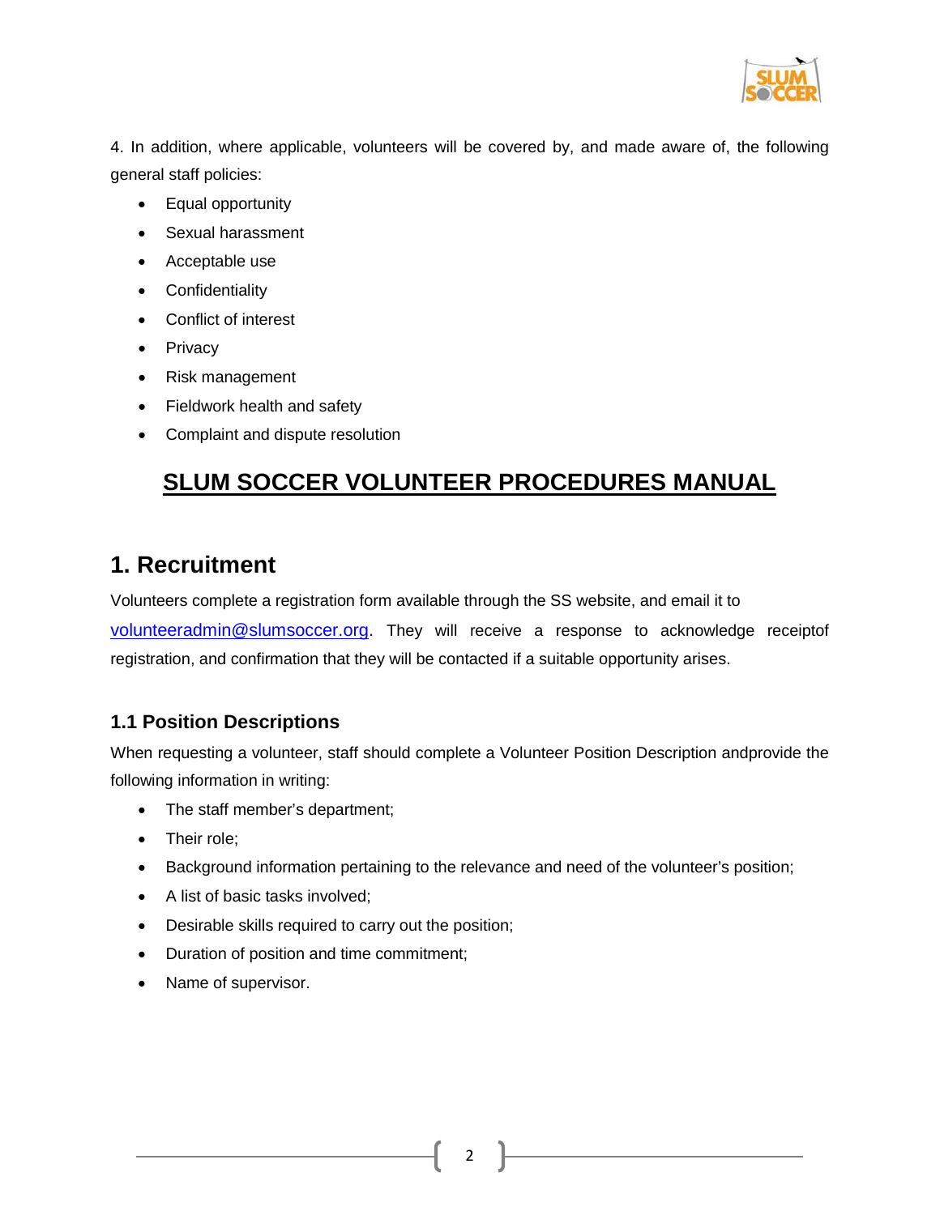4. In addition, where applicable, volunteers will be covered by, and made aware of, the following general staff policies:

- Equal opportunity
- Sexual harassment
- Acceptable use
- Confidentiality
- Conflict of interest
- Privacy
- Risk management
- Fieldwork health and safety
- Complaint and dispute resolution

# SLUM SOCCER VOLUNTEER PROCEDURES MANUAL

## 1. Recruitment

Volunteers complete a registration form available through the SS website, and email it to volunteeradmin@slumsoccer.org. They will receive a response to acknowledge receiptof registration, and confirmation that they will be contacted if a suitable opportunity arises.

### 1.1 Position Descriptions

When requesting a volunteer, staff should complete a Volunteer Position Description andprovide the following information in writing:

- The staff member's department;
- Their role;
- Background information pertaining to the relevance and need of the volunteer's position;
- A list of basic tasks involved;
- Desirable skills required to carry out the position;
- Duration of position and time commitment;
- Name of supervisor.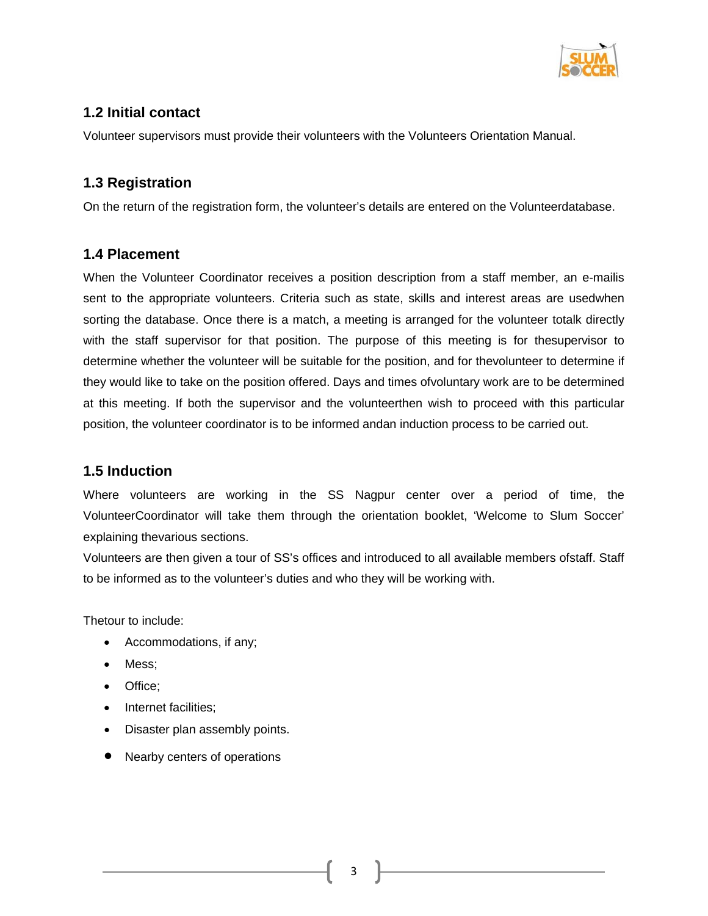### 1.2 Initial contact

Volunteer supervisors must provide their volunteers with the Volunteers Orientation Manual.

### 1.3 Registration

On the return of the registration form, the volunteer's details are entered on the Volunteerdatabase.

### 1.4 Placement

When the Volunteer Coordinator receives a position description from a staff member, an e-mailis sent to the appropriate volunteers. Criteria such as state, skills and interest areas are usedwhen sorting the database. Once there is a match, a meeting is arranged for the volunteer totalk directly with the staff supervisor for that position. The purpose of this meeting is for thesupervisor to determine whether the volunteer will be suitable for the position, and for thevolunteer to determine if they would like to take on the position offered. Days and times ofvoluntary work are to be determined at this meeting. If both the supervisor and the volunteerthen wish to proceed with this particular position, the volunteer coordinator is to be informed andan induction process to be carried out.

### 1.5 Induction

Where volunteers are working in the SS Nagpur center over a period of time, the VolunteerCoordinator will take them through the orientation booklet, 'Welcome to Slum Soccer' explaining thevarious sections.

Volunteers are then given a tour of SS's offices and introduced to all available members ofstaff. Staff to be informed as to the volunteer's duties and who they will be working with.

Thetour to include:

- Accommodations, if any;
- Mess;
- Office;
- Internet facilities;
- Disaster plan assembly points.
- Nearby centers of operations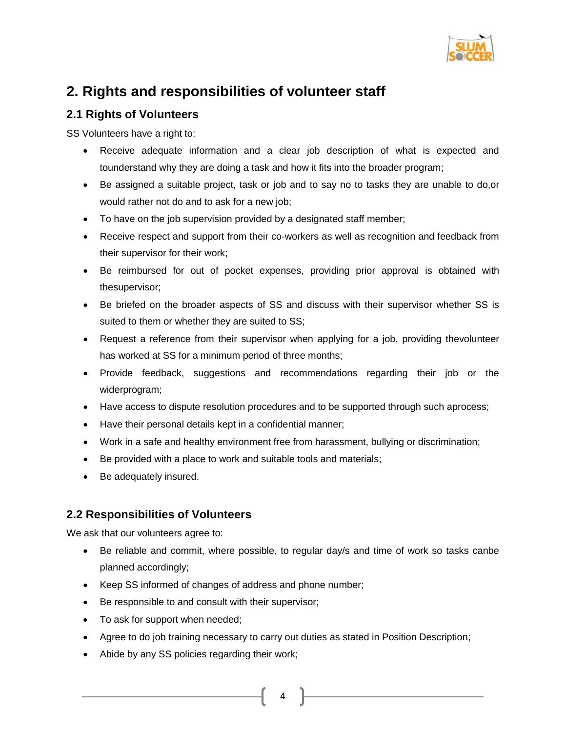## 2. Rights and responsibilities of volunteer staff

### 2.1 Rights of Volunteers

SS Volunteers have a right to:

- Receive adequate information and a clear job description of what is expected and tounderstand why they are doing a task and how it fits into the broader program;
- Be assigned a suitable project, task or job and to say no to tasks they are unable to do,or would rather not do and to ask for a new job;
- To have on the job supervision provided by a designated staff member;
- Receive respect and support from their co-workers as well as recognition and feedback from their supervisor for their work;
- Be reimbursed for out of pocket expenses, providing prior approval is obtained with thesupervisor;
- Be briefed on the broader aspects of SS and discuss with their supervisor whether SS is suited to them or whether they are suited to SS;
- Request a reference from their supervisor when applying for a job, providing thevolunteer has worked at SS for a minimum period of three months;
- Provide feedback, suggestions and recommendations regarding their job or the widerprogram;
- Have access to dispute resolution procedures and to be supported through such aprocess;
- Have their personal details kept in a confidential manner;
- Work in a safe and healthy environment free from harassment, bullying or discrimination;
- Be provided with a place to work and suitable tools and materials;
- Be adequately insured.

### 2.2 Responsibilities of Volunteers

We ask that our volunteers agree to:

- Be reliable and commit, where possible, to regular day/s and time of work so tasks canbe planned accordingly;
- Keep SS informed of changes of address and phone number;
- Be responsible to and consult with their supervisor;
- To ask for support when needed;
- Agree to do job training necessary to carry out duties as stated in Position Description;
- Abide by any SS policies regarding their work;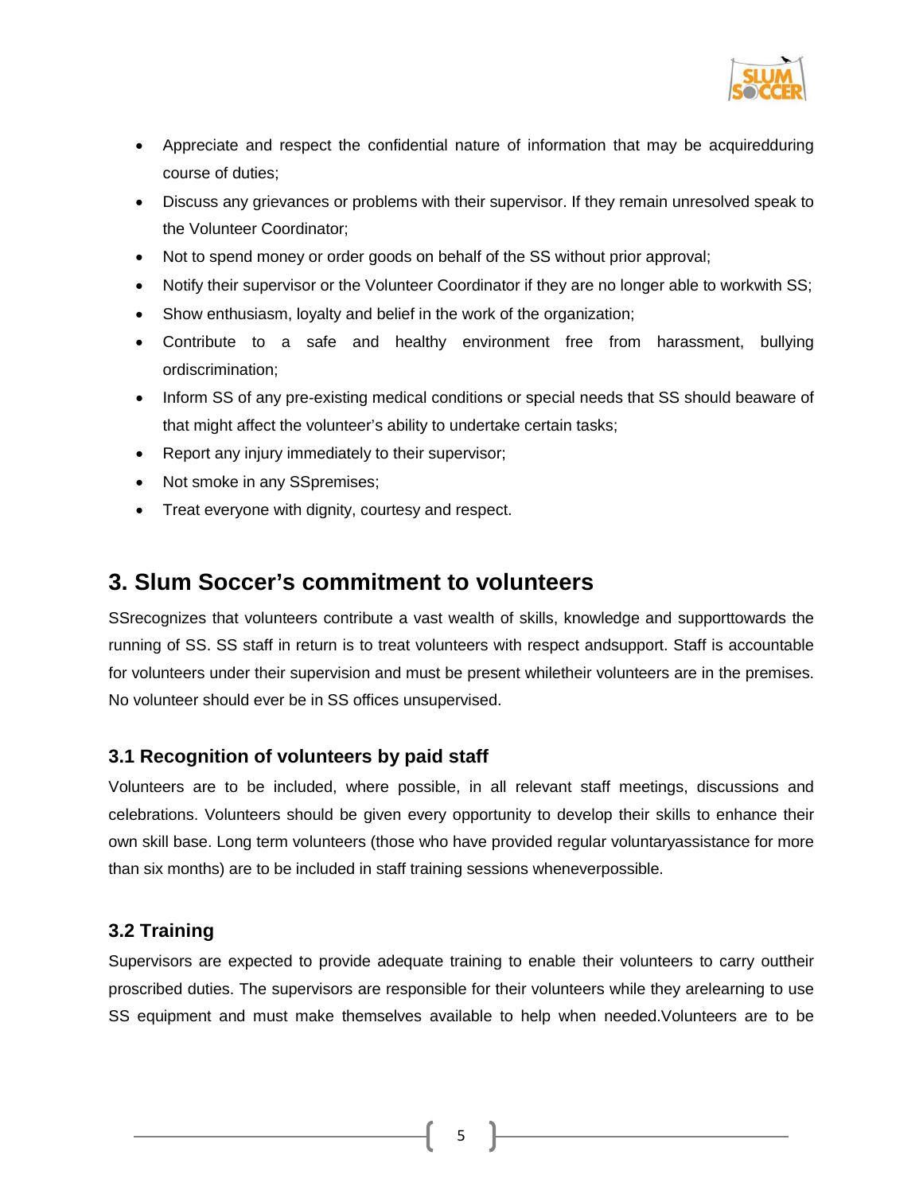- Appreciate and respect the confidential nature of information that may be acquiredduring course of duties;
- Discuss any grievances or problems with their supervisor. If they remain unresolved speak to the Volunteer Coordinator;
- Not to spend money or order goods on behalf of the SS without prior approval;
- Notify their supervisor or the Volunteer Coordinator if they are no longer able to workwith SS;
- Show enthusiasm, loyalty and belief in the work of the organization;
- Contribute to a safe and healthy environment free from harassment, bullying ordiscrimination;
- Inform SS of any pre-existing medical conditions or special needs that SS should beaware of that might affect the volunteer's ability to undertake certain tasks;
- Report any injury immediately to their supervisor;
- Not smoke in any SSpremises;
- Treat everyone with dignity, courtesy and respect.

## 3. Slum Soccer's commitment to volunteers

SSrecognizes that volunteers contribute a vast wealth of skills, knowledge and supporttowards the running of SS. SS staff in return is to treat volunteers with respect andsupport. Staff is accountable for volunteers under their supervision and must be present whiletheir volunteers are in the premises. No volunteer should ever be in SS offices unsupervised.

### 3.1 Recognition of volunteers by paid staff

Volunteers are to be included, where possible, in all relevant staff meetings, discussions and celebrations. Volunteers should be given every opportunity to develop their skills to enhance their own skill base. Long term volunteers (those who have provided regular voluntaryassistance for more than six months) are to be included in staff training sessions wheneverpossible.

### 3.2 Training

Supervisors are expected to provide adequate training to enable their volunteers to carry outtheir proscribed duties. The supervisors are responsible for their volunteers while they arelearning to use SS equipment and must make themselves available to help when needed.Volunteers are to be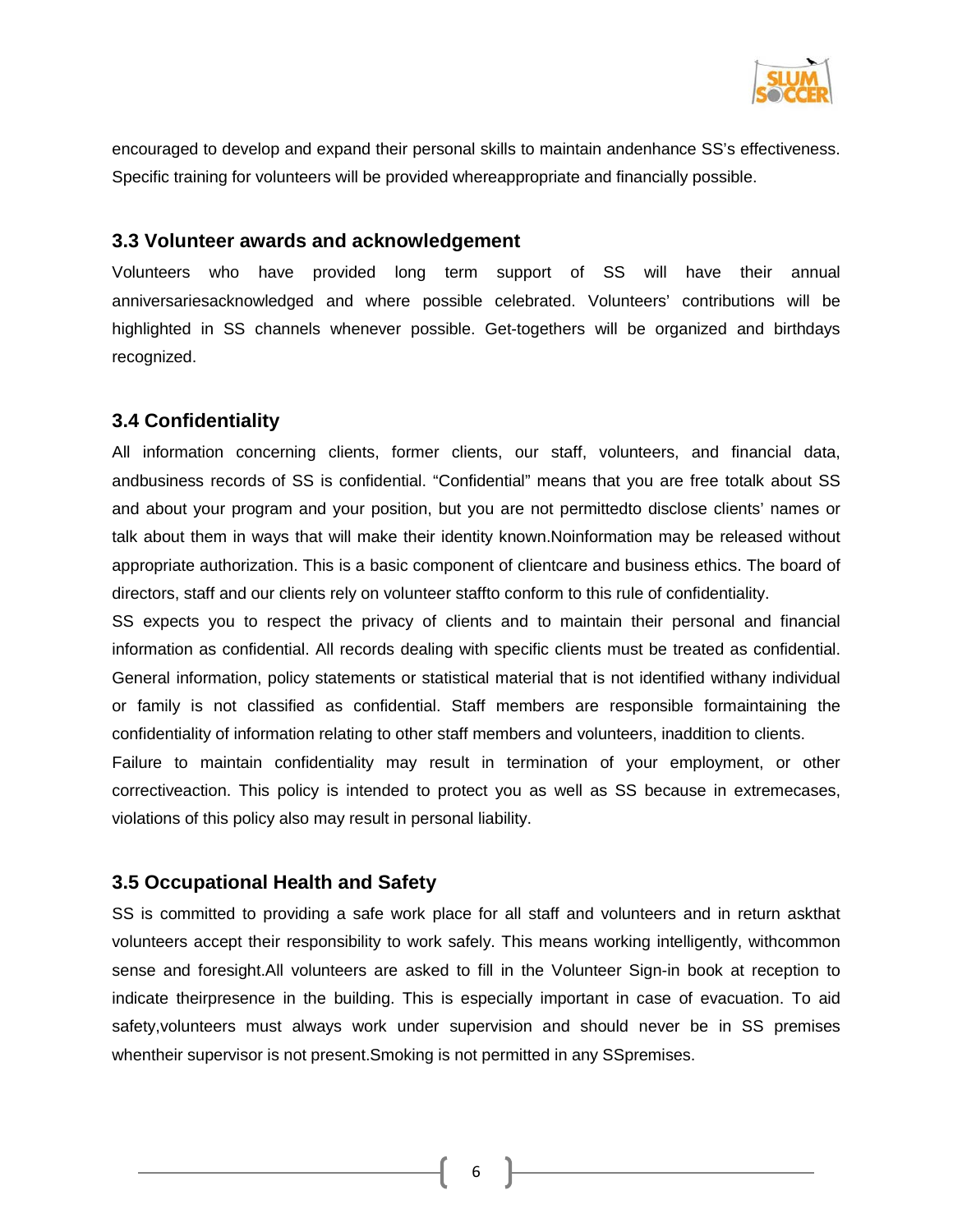encouraged to develop and expand their personal skills to maintain andenhance SS's effectiveness. Specific training for volunteers will be provided whereappropriate and financially possible.

### 3.3 Volunteer awards and acknowledgement

Volunteers who have provided long term support of SS will have their annual anniversariesacknowledged and where possible celebrated. Volunteers' contributions will be highlighted in SS channels whenever possible. Get-togethers will be organized and birthdays recognized.

### 3.4 Confidentiality

All information concerning clients, former clients, our staff, volunteers, and financial data, andbusiness records of SS is confidential. "Confidential" means that you are free totalk about SS and about your program and your position, but you are not permittedto disclose clients' names or talk about them in ways that will make their identity known.Noinformation may be released without appropriate authorization. This is a basic component of clientcare and business ethics. The board of directors, staff and our clients rely on volunteer staffto conform to this rule of confidentiality.

SS expects you to respect the privacy of clients and to maintain their personal and financial information as confidential. All records dealing with specific clients must be treated as confidential. General information, policy statements or statistical material that is not identified withany individual or family is not classified as confidential. Staff members are responsible formaintaining the confidentiality of information relating to other staff members and volunteers, inaddition to clients.

Failure to maintain confidentiality may result in termination of your employment, or other correctiveaction. This policy is intended to protect you as well as SS because in extremecases, violations of this policy also may result in personal liability.

### 3.5 Occupational Health and Safety

SS is committed to providing a safe work place for all staff and volunteers and in return askthat volunteers accept their responsibility to work safely. This means working intelligently, withcommon sense and foresight.All volunteers are asked to fill in the Volunteer Sign-in book at reception to indicate theirpresence in the building. This is especially important in case of evacuation. To aid safety,volunteers must always work under supervision and should never be in SS premises whentheir supervisor is not present.Smoking is not permitted in any SSpremises.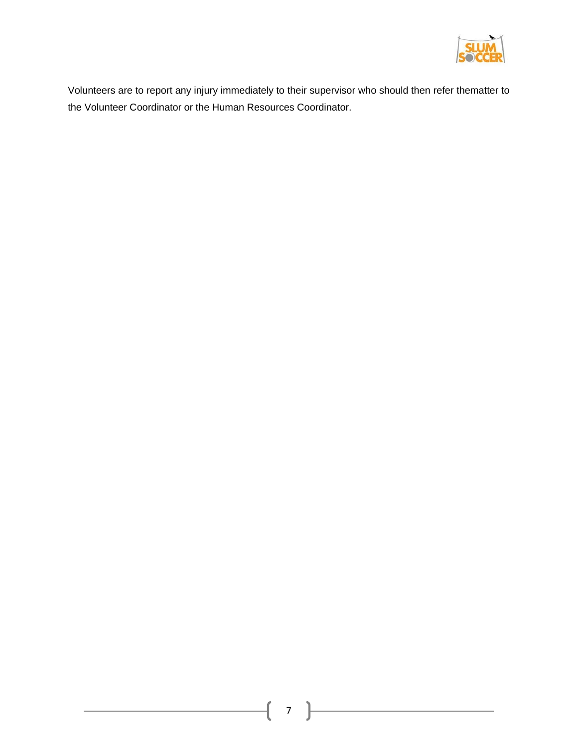Volunteers are to report any injury immediately to their supervisor who should then refer thematter to the Volunteer Coordinator or the Human Resources Coordinator.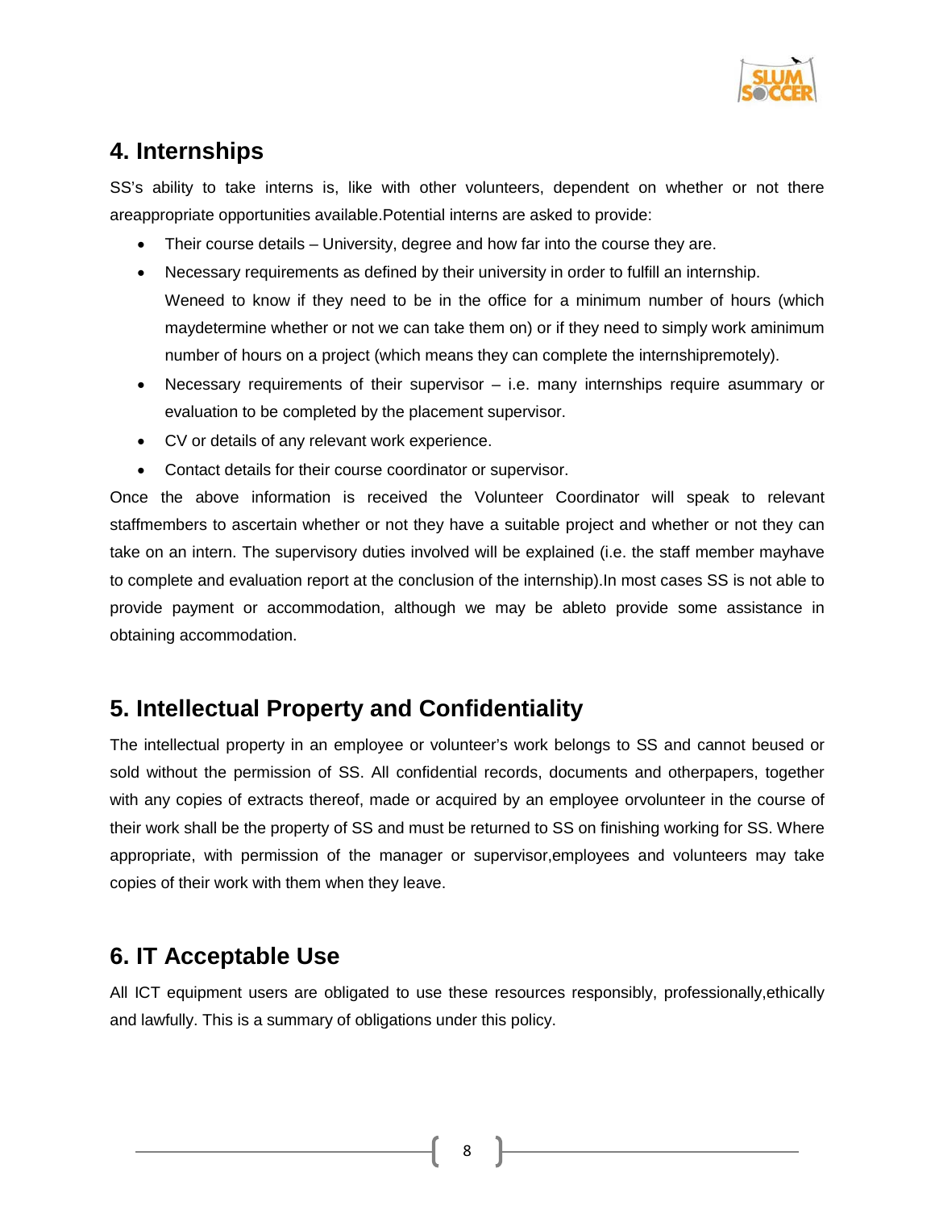## 4. Internships

SS's ability to take interns is, like with other volunteers, dependent on whether or not there areappropriate opportunities available.Potential interns are asked to provide:

- Their course details – University, degree and how far into the course they are.
- Necessary requirements as defined by their university in order to fulfill an internship. Weneed to know if they need to be in the office for a minimum number of hours (which maydetermine whether or not we can take them on) or if they need to simply work aminimum number of hours on a project (which means they can complete the internshipremotely).
- Necessary requirements of their supervisor – i.e. many internships require asummary or evaluation to be completed by the placement supervisor.
- CV or details of any relevant work experience.
- Contact details for their course coordinator or supervisor.

Once the above information is received the Volunteer Coordinator will speak to relevant staffmembers to ascertain whether or not they have a suitable project and whether or not they can take on an intern. The supervisory duties involved will be explained (i.e. the staff member mayhave to complete and evaluation report at the conclusion of the internship).In most cases SS is not able to provide payment or accommodation, although we may be ableto provide some assistance in obtaining accommodation.

## 5. Intellectual Property and Confidentiality

The intellectual property in an employee or volunteer's work belongs to SS and cannot beused or sold without the permission of SS. All confidential records, documents and otherpapers, together with any copies of extracts thereof, made or acquired by an employee orvolunteer in the course of their work shall be the property of SS and must be returned to SS on finishing working for SS. Where appropriate, with permission of the manager or supervisor,employees and volunteers may take copies of their work with them when they leave.

## 6. IT Acceptable Use

All ICT equipment users are obligated to use these resources responsibly, professionally,ethically and lawfully. This is a summary of obligations under this policy.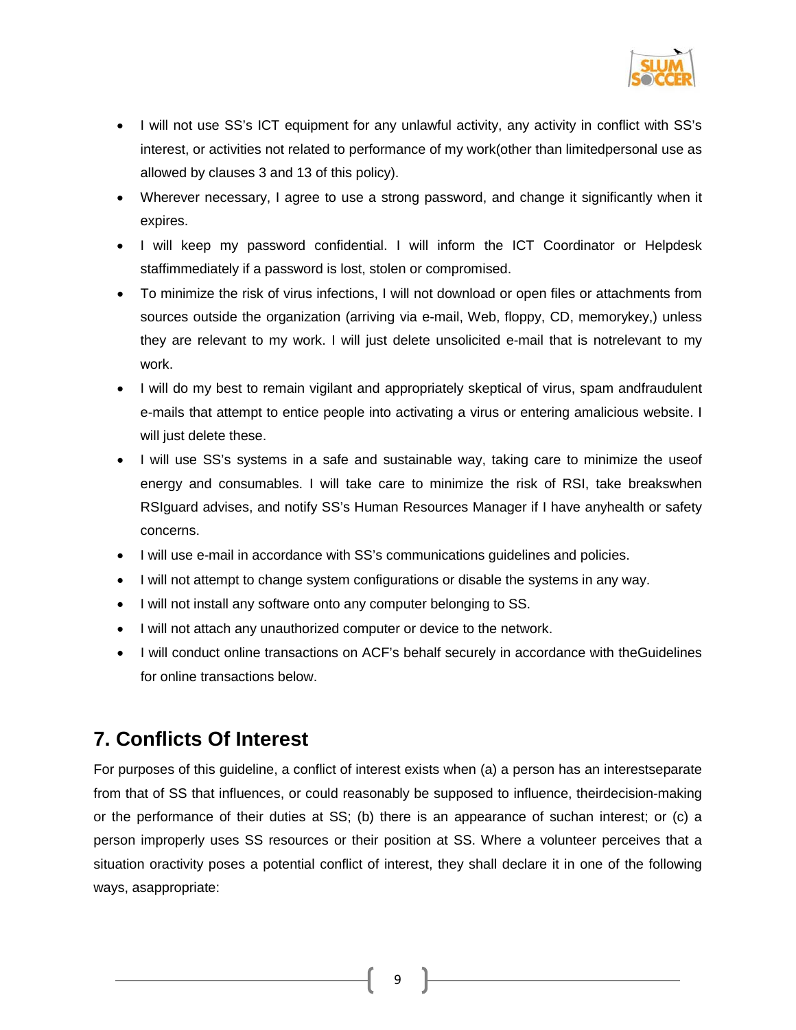- I will not use SS's ICT equipment for any unlawful activity, any activity in conflict with SS's interest, or activities not related to performance of my work(other than limitedpersonal use as allowed by clauses 3 and 13 of this policy).
- Wherever necessary, I agree to use a strong password, and change it significantly when it expires.
- I will keep my password confidential. I will inform the ICT Coordinator or Helpdesk staffimmediately if a password is lost, stolen or compromised.
- To minimize the risk of virus infections, I will not download or open files or attachments from sources outside the organization (arriving via e-mail, Web, floppy, CD, memorykey,) unless they are relevant to my work. I will just delete unsolicited e-mail that is notrelevant to my work.
- I will do my best to remain vigilant and appropriately skeptical of virus, spam andfraudulent e-mails that attempt to entice people into activating a virus or entering amalicious website. I will just delete these.
- I will use SS's systems in a safe and sustainable way, taking care to minimize the useof energy and consumables. I will take care to minimize the risk of RSI, take breakswhen RSIguard advises, and notify SS's Human Resources Manager if I have anyhealth or safety concerns.
- I will use e-mail in accordance with SS's communications guidelines and policies.
- I will not attempt to change system configurations or disable the systems in any way.
- I will not install any software onto any computer belonging to SS.
- I will not attach any unauthorized computer or device to the network.
- I will conduct online transactions on ACF's behalf securely in accordance with theGuidelines for online transactions below.

## 7. Conflicts Of Interest

For purposes of this guideline, a conflict of interest exists when (a) a person has an interestseparate from that of SS that influences, or could reasonably be supposed to influence, theirdecision-making or the performance of their duties at SS; (b) there is an appearance of suchan interest; or (c) a person improperly uses SS resources or their position at SS. Where a volunteer perceives that a situation oractivity poses a potential conflict of interest, they shall declare it in one of the following ways, asappropriate: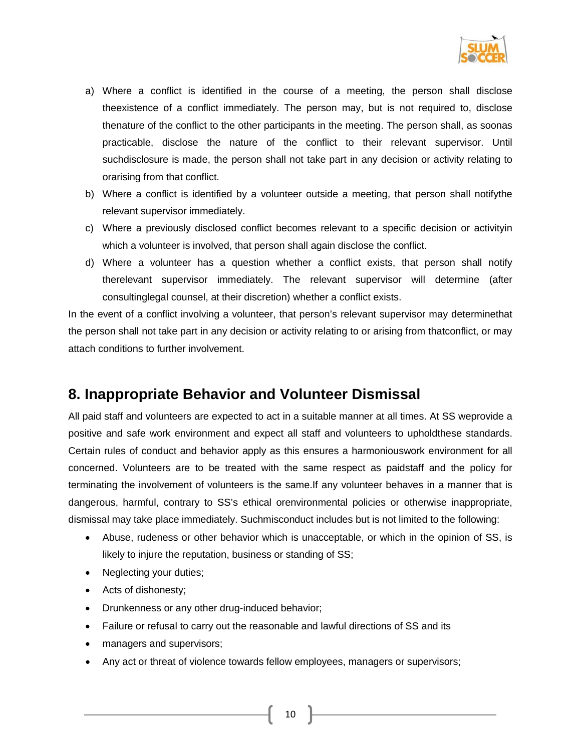a) Where a conflict is identified in the course of a meeting, the person shall disclose theexistence of a conflict immediately. The person may, but is not required to, disclose thenature of the conflict to the other participants in the meeting. The person shall, as soonas practicable, disclose the nature of the conflict to their relevant supervisor. Until suchdisclosure is made, the person shall not take part in any decision or activity relating to orarising from that conflict.
b) Where a conflict is identified by a volunteer outside a meeting, that person shall notifythe relevant supervisor immediately.
c) Where a previously disclosed conflict becomes relevant to a specific decision or activityin which a volunteer is involved, that person shall again disclose the conflict.
d) Where a volunteer has a question whether a conflict exists, that person shall notify therelevant supervisor immediately. The relevant supervisor will determine (after consultinglegal counsel, at their discretion) whether a conflict exists.

In the event of a conflict involving a volunteer, that person's relevant supervisor may determinethat the person shall not take part in any decision or activity relating to or arising from thatconflict, or may attach conditions to further involvement.

## 8. Inappropriate Behavior and Volunteer Dismissal

All paid staff and volunteers are expected to act in a suitable manner at all times. At SS weprovide a positive and safe work environment and expect all staff and volunteers to upholdthese standards. Certain rules of conduct and behavior apply as this ensures a harmoniouswork environment for all concerned. Volunteers are to be treated with the same respect as paidstaff and the policy for terminating the involvement of volunteers is the same.If any volunteer behaves in a manner that is dangerous, harmful, contrary to SS's ethical orenvironmental policies or otherwise inappropriate, dismissal may take place immediately. Suchmisconduct includes but is not limited to the following:

- Abuse, rudeness or other behavior which is unacceptable, or which in the opinion of SS, is likely to injure the reputation, business or standing of SS;
- Neglecting your duties;
- Acts of dishonesty;
- Drunkenness or any other drug-induced behavior;
- Failure or refusal to carry out the reasonable and lawful directions of SS and its
- managers and supervisors;
- Any act or threat of violence towards fellow employees, managers or supervisors;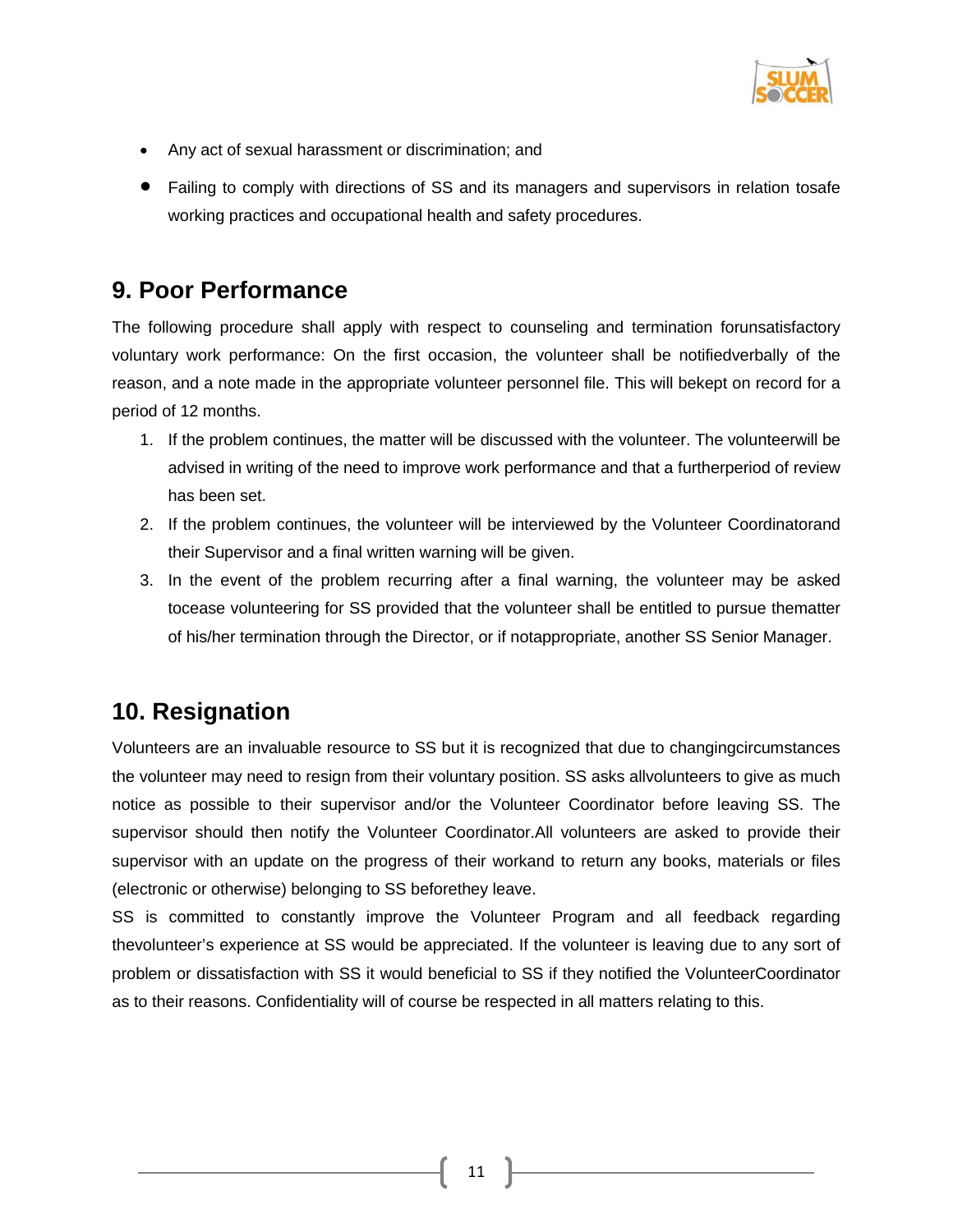- Any act of sexual harassment or discrimination; and
- Failing to comply with directions of SS and its managers and supervisors in relation tosafe working practices and occupational health and safety procedures.

## 9. Poor Performance

The following procedure shall apply with respect to counseling and termination forunsatisfactory voluntary work performance: On the first occasion, the volunteer shall be notifiedverbally of the reason, and a note made in the appropriate volunteer personnel file. This will bekept on record for a period of 12 months.

1. If the problem continues, the matter will be discussed with the volunteer. The volunteerwill be advised in writing of the need to improve work performance and that a furtherperiod of review has been set.
2. If the problem continues, the volunteer will be interviewed by the Volunteer Coordinatorand their Supervisor and a final written warning will be given.
3. In the event of the problem recurring after a final warning, the volunteer may be asked tocease volunteering for SS provided that the volunteer shall be entitled to pursue thematter of his/her termination through the Director, or if notappropriate, another SS Senior Manager.

## 10. Resignation

Volunteers are an invaluable resource to SS but it is recognized that due to changingcircumstances the volunteer may need to resign from their voluntary position. SS asks allvolunteers to give as much notice as possible to their supervisor and/or the Volunteer Coordinator before leaving SS. The supervisor should then notify the Volunteer Coordinator.All volunteers are asked to provide their supervisor with an update on the progress of their workand to return any books, materials or files (electronic or otherwise) belonging to SS beforethey leave.

SS is committed to constantly improve the Volunteer Program and all feedback regarding thevolunteer's experience at SS would be appreciated. If the volunteer is leaving due to any sort of problem or dissatisfaction with SS it would beneficial to SS if they notified the VolunteerCoordinator as to their reasons. Confidentiality will of course be respected in all matters relating to this.